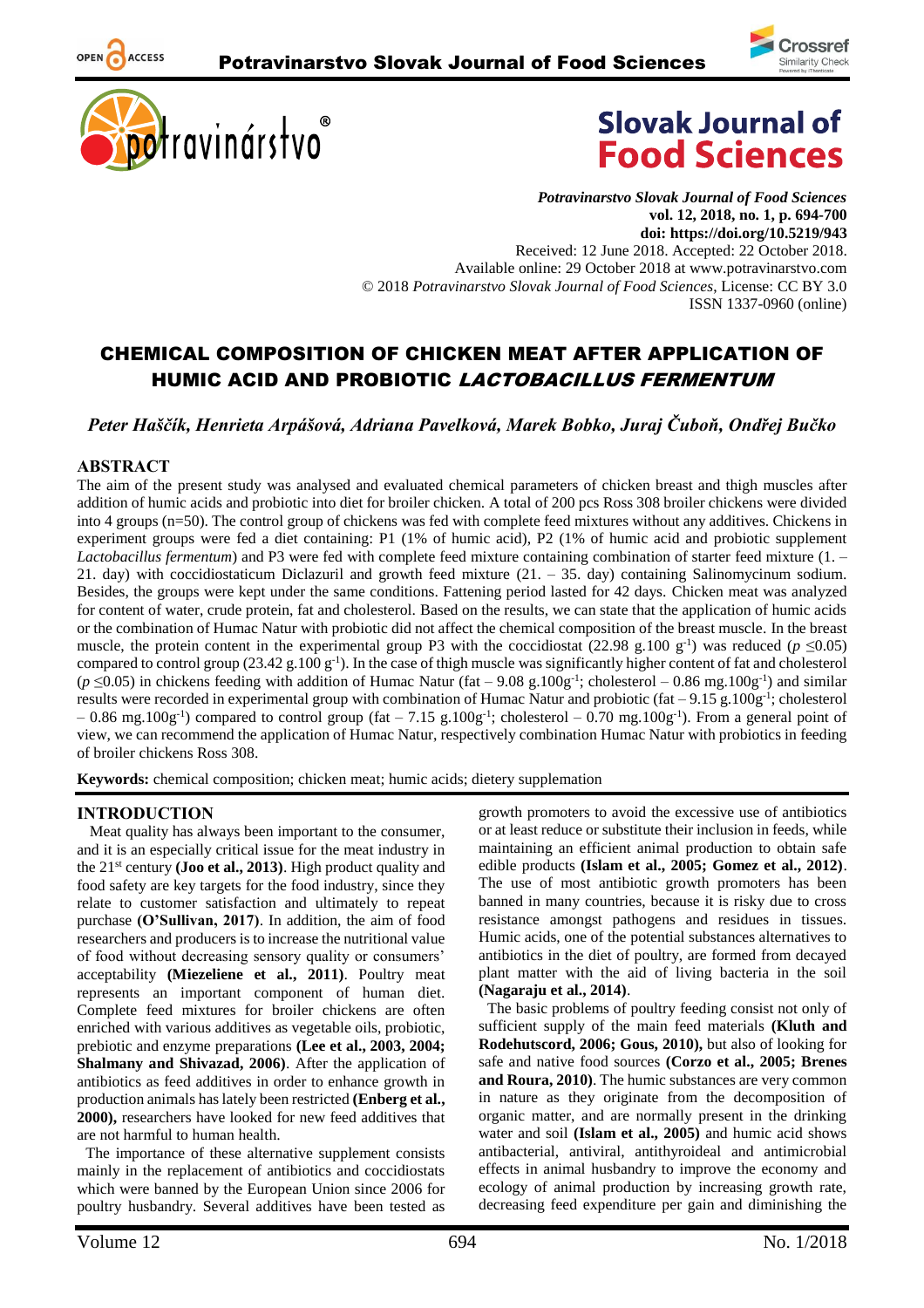Potravinarstvo Slovak Journal of Food Sciences
vol. 12, 2018, no. 1, p. 694-700
doi: https://doi.org/10.5219/943
Received: 12 June 2018. Accepted: 22 October 2018.
Available online: 29 October 2018 at www.potravinarstvo.com
© 2018 *Potravinarstvo Slovak Journal of Food Sciences*, License: CC BY 3.0
ISSN 1337-0960 (online)

# CHEMICAL COMPOSITION OF CHICKEN MEAT AFTER APPLICATION OF HUMIC ACID AND PROBIOTIC *LACTOBACILLUS FERMENTUM*

*Peter Haščík, Henrieta Arpášová, Adriana Pavelková, Marek Bobko, Juraj Čuboň, Ondřej Bučko*

## ABSTRACT

The aim of the present study was analysed and evaluated chemical parameters of chicken breast and thigh muscles after addition of humic acids and probiotic into diet for broiler chicken. A total of 200 pcs Ross 308 broiler chickens were divided into 4 groups (n=50). The control group of chickens was fed with complete feed mixtures without any additives. Chickens in experiment groups were fed a diet containing: P1 (1% of humic acid), P2 (1% of humic acid and probiotic supplement *Lactobacillus fermentum*) and P3 were fed with complete feed mixture containing combination of starter feed mixture (1. – 21. day) with coccidiostaticum Diclazuril and growth feed mixture (21. – 35. day) containing Salinomycinum sodium. Besides, the groups were kept under the same conditions. Fattening period lasted for 42 days. Chicken meat was analyzed for content of water, crude protein, fat and cholesterol. Based on the results, we can state that the application of humic acids or the combination of Humac Natur with probiotic did not affect the chemical composition of the breast muscle. In the breast muscle, the protein content in the experimental group P3 with the coccidiostat (22.98 g.100 $g^{-1}$) was reduced ($p \leq 0.05$) compared to control group (23.42 g.100 $g^{-1}$). In the case of thigh muscle was significantly higher content of fat and cholesterol ($p \leq 0.05$) in chickens feeding with addition of Humac Natur (fat – 9.08 g.100$g^{-1}$; cholesterol – 0.86 mg.100$g^{-1}$) and similar results were recorded in experimental group with combination of Humac Natur and probiotic (fat – 9.15 g.100$g^{-1}$; cholesterol – 0.86 mg.100$g^{-1}$) compared to control group (fat – 7.15 g.100$g^{-1}$; cholesterol – 0.70 mg.100$g^{-1}$). From a general point of view, we can recommend the application of Humac Natur, respectively combination Humac Natur with probiotics in feeding of broiler chickens Ross 308.

**Keywords:** chemical composition; chicken meat; humic acids; dietery suplemation

## INTRODUCTION

Meat quality has always been important to the consumer, and it is an especially critical issue for the meat industry in the 21st century **(Joo et al., 2013)**. High product quality and food safety are key targets for the food industry, since they relate to customer satisfaction and ultimately to repeat purchase **(O'Sullivan, 2017)**. In addition, the aim of food researchers and producers is to increase the nutritional value of food without decreasing sensory quality or consumers' acceptability **(Miezeliene et al., 2011)**. Poultry meat represents an important component of human diet. Complete feed mixtures for broiler chickens are often enriched with various additives as vegetable oils, probiotic, prebiotic and enzyme preparations **(Lee et al., 2003, 2004; Shalmany and Shivazad, 2006)**. After the application of antibiotics as feed additives in order to enhance growth in production animals has lately been restricted **(Enberg et al., 2000),** researchers have looked for new feed additives that are not harmful to human health.

The importance of these alternative supplement consists mainly in the replacement of antibiotics and coccidiostats which were banned by the European Union since 2006 for poultry husbandry. Several additives have been tested as growth promoters to avoid the excessive use of antibiotics or at least reduce or substitute their inclusion in feeds, while maintaining an efficient animal production to obtain safe edible products **(Islam et al., 2005; Gomez et al., 2012)**. The use of most antibiotic growth promoters has been banned in many countries, because it is risky due to cross resistance amongst pathogens and residues in tissues. Humic acids, one of the potential substances alternatives to antibiotics in the diet of poultry, are formed from decayed plant matter with the aid of living bacteria in the soil **(Nagaraju et al., 2014)**.

The basic problems of poultry feeding consist not only of sufficient supply of the main feed materials **(Kluth and Rodehutscord, 2006; Gous, 2010),** but also of looking for safe and native food sources **(Corzo et al., 2005; Brenes and Roura, 2010)**. The humic substances are very common in nature as they originate from the decomposition of organic matter, and are normally present in the drinking water and soil **(Islam et al., 2005)** and humic acid shows antibacterial, antiviral, antithyroideal and antimicrobial effects in animal husbandry to improve the economy and ecology of animal production by increasing growth rate, decreasing feed expenditure per gain and diminishing the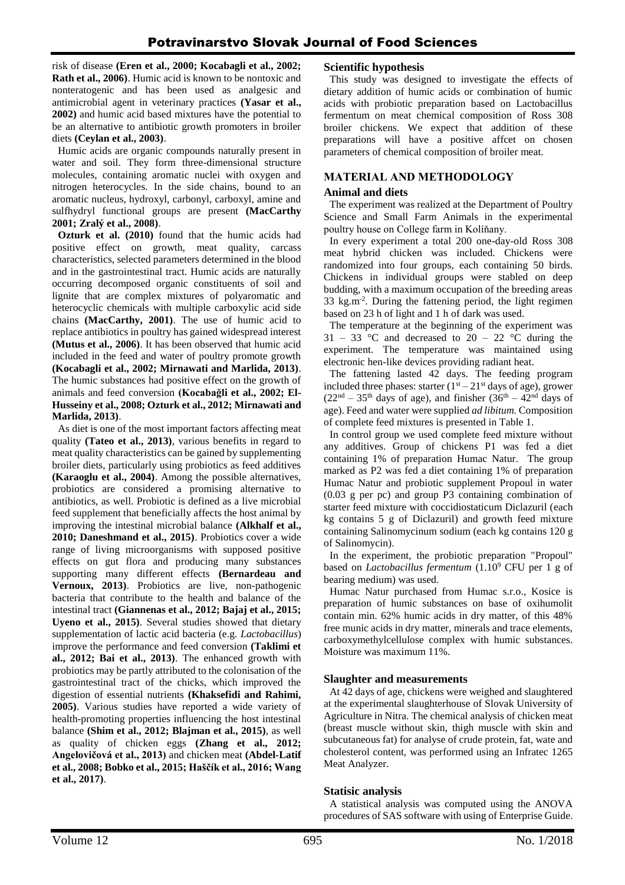risk of disease **(Eren et al., 2000; Kocabagli et al., 2002; Rath et al., 2006)**. Humic acid is known to be nontoxic and nonteratogenic and has been used as analgesic and antimicrobial agent in veterinary practices **(Yasar et al., 2002)** and humic acid based mixtures have the potential to be an alternative to antibiotic growth promoters in broiler diets **(Ceylan et al., 2003)**.

Humic acids are organic compounds naturally present in water and soil. They form three-dimensional structure molecules, containing aromatic nuclei with oxygen and nitrogen heterocycles. In the side chains, bound to an aromatic nucleus, hydroxyl, carbonyl, carboxyl, amine and sulfhydryl functional groups are present **(MacCarthy 2001; Zralý et al., 2008)**.

**Ozturk et al. (2010)** found that the humic acids had positive effect on growth, meat quality, carcass characteristics, selected parameters determined in the blood and in the gastrointestinal tract. Humic acids are naturally occurring decomposed organic constituents of soil and lignite that are complex mixtures of polyaromatic and heterocyclic chemicals with multiple carboxylic acid side chains **(MacCarthy, 2001)**. The use of humic acid to replace antibiotics in poultry has gained widespread interest **(Mutus et al., 2006)**. It has been observed that humic acid included in the feed and water of poultry promote growth **(Kocabagli et al., 2002; Mirnawati and Marlida, 2013)**. The humic substances had positive effect on the growth of animals and feed conversion **(Kocabağli et al., 2002; El-Husseiny et al., 2008; Ozturk et al., 2012; Mirnawati and Marlida, 2013)**.

As diet is one of the most important factors affecting meat quality **(Tateo et al., 2013)**, various benefits in regard to meat quality characteristics can be gained by supplementing broiler diets, particularly using probiotics as feed additives **(Karaoglu et al., 2004)**. Among the possible alternatives, probiotics are considered a promising alternative to antibiotics, as well. Probiotic is defined as a live microbial feed supplement that beneficially affects the host animal by improving the intestinal microbial balance **(Alkhalf et al., 2010; Daneshmand et al., 2015)**. Probiotics cover a wide range of living microorganisms with supposed positive effects on gut flora and producing many substances supporting many different effects **(Bernardeau and Vernoux, 2013)**. Probiotics are live, non-pathogenic bacteria that contribute to the health and balance of the intestinal tract **(Giannenas et al., 2012; Bajaj et al., 2015; Uyeno et al., 2015)**. Several studies showed that dietary supplementation of lactic acid bacteria (e.g. *Lactobacillus*) improve the performance and feed conversion **(Taklimi et al., 2012; Bai et al., 2013)**. The enhanced growth with probiotics may be partly attributed to the colonisation of the gastrointestinal tract of the chicks, which improved the digestion of essential nutrients **(Khaksefidi and Rahimi, 2005)**. Various studies have reported a wide variety of health-promoting properties influencing the host intestinal balance **(Shim et al., 2012; Blajman et al., 2015)**, as well as quality of chicken eggs **(Zhang et al., 2012; Angelovičová et al., 2013)** and chicken meat **(Abdel-Latif et al., 2008; Bobko et al., 2015; Haščík et al., 2016; Wang et al., 2017)**.

### Scientific hypothesis

This study was designed to investigate the effects of dietary addition of humic acids or combination of humic acids with probiotic preparation based on Lactobacillus fermentum on meat chemical composition of Ross 308 broiler chickens. We expect that addition of these preparations will have a positive affcet on chosen parameters of chemical composition of broiler meat.

## MATERIAL AND METHODOLOGY

### Animal and diets

The experiment was realized at the Department of Poultry Science and Small Farm Animals in the experimental poultry house on College farm in Kolíňany.

In every experiment a total 200 one-day-old Ross 308 meat hybrid chicken was included. Chickens were randomized into four groups, each containing 50 birds. Chickens in individual groups were stabled on deep budding, with a maximum occupation of the breeding areas 33 $kg.m^{-2}$. During the fattening period, the light regimen based on 23 h of light and 1 h of dark was used.

The temperature at the beginning of the experiment was 31 – 33 °C and decreased to 20 – 22 °C during the experiment. The temperature was maintained using electronic hen-like devices providing radiant heat.

The fattening lasted 42 days. The feeding program included three phases: starter ($1^{st}$ – $21^{st}$ days of age), grower ($22^{nd}$ – $35^{th}$ days of age), and finisher ($36^{th}$ – $42^{nd}$ days of age). Feed and water were supplied *ad libitum.* Composition of complete feed mixtures is presented in Table 1.

In control group we used complete feed mixture without any additives. Group of chickens P1 was fed a diet containing 1% of preparation Humac Natur. The group marked as P2 was fed a diet containing 1% of preparation Humac Natur and probiotic supplement Propoul in water (0.03 g per pc) and group P3 containing combination of starter feed mixture with coccidiostaticum Diclazuril (each kg contains 5 g of Diclazuril) and growth feed mixture containing Salinomycinum sodium (each kg contains 120 g of Salinomycin).

In the experiment, the probiotic preparation "Propoul" based on *Lactobacillus fermentum* ($1.10^9$ CFU per 1 g of bearing medium) was used.

Humac Natur purchased from Humac s.r.o., Kosice is preparation of humic substances on base of oxihumolit contain min. 62% humic acids in dry matter, of this 48% free munic acids in dry matter, minerals and trace elements, carboxymethylcellulose complex with humic substances. Moisture was maximum 11%.

### Slaughter and measurements

At 42 days of age, chickens were weighed and slaughtered at the experimental slaughterhouse of Slovak University of Agriculture in Nitra. The chemical analysis of chicken meat (breast muscle without skin, thigh muscle with skin and subcutaneous fat) for analyse of crude protein, fat, wate and cholesterol content, was performed using an Infratec 1265 Meat Analyzer.

### Statisic analysis

A statistical analysis was computed using the ANOVA procedures of SAS software with using of Enterprise Guide.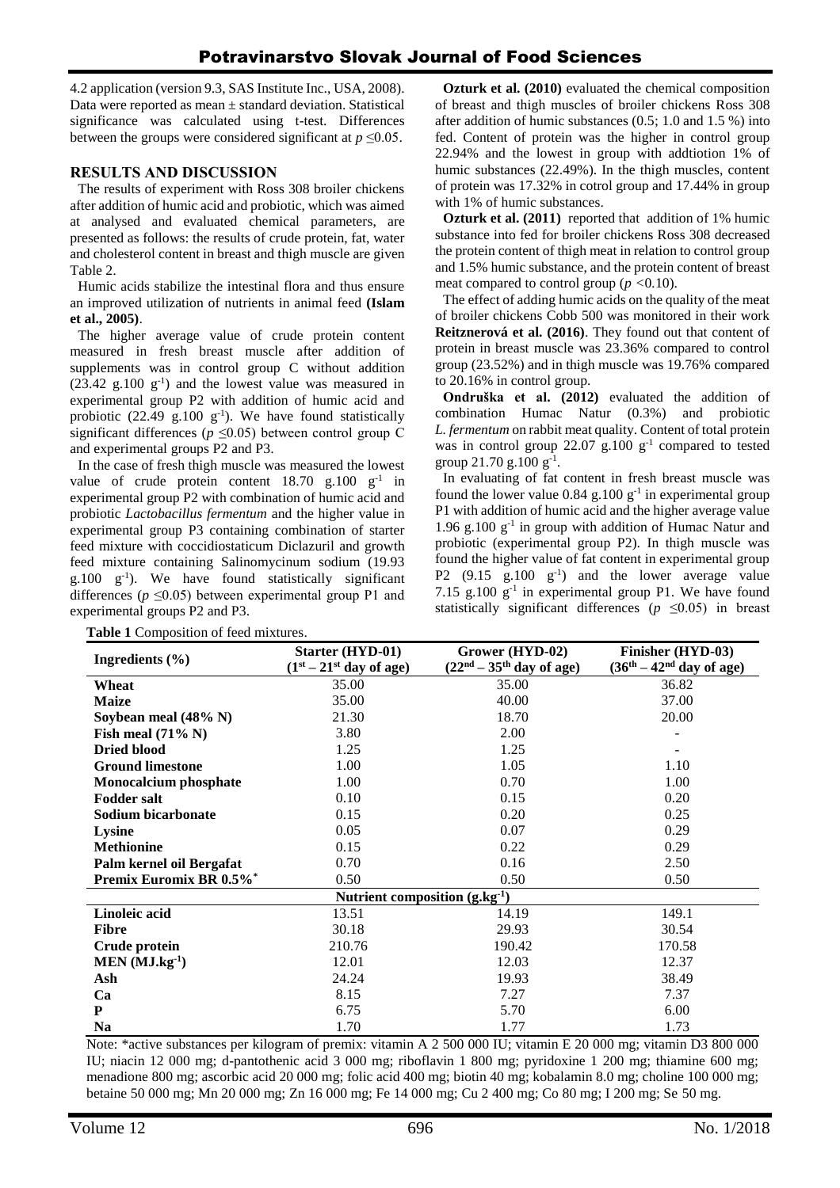4.2 application (version 9.3, SAS Institute Inc., USA, 2008). Data were reported as mean ± standard deviation. Statistical significance was calculated using t-test. Differences between the groups were considered significant at $p \leq 0.05$.

## RESULTS AND DISCUSSION

The results of experiment with Ross 308 broiler chickens after addition of humic acid and probiotic, which was aimed at analysed and evaluated chemical parameters, are presented as follows: the results of crude protein, fat, water and cholesterol content in breast and thigh muscle are given Table 2.

Humic acids stabilize the intestinal flora and thus ensure an improved utilization of nutrients in animal feed **(Islam et al., 2005)**.

The higher average value of crude protein content measured in fresh breast muscle after addition of supplements was in control group C without addition (23.42 g.100 $g^{-1}$) and the lowest value was measured in experimental group P2 with addition of humic acid and probiotic (22.49 g.100 $g^{-1}$). We have found statistically significant differences ($p \leq 0.05$) between control group C and experimental groups P2 and P3.

In the case of fresh thigh muscle was measured the lowest value of crude protein content 18.70 g.100 $g^{-1}$ in experimental group P2 with combination of humic acid and probiotic *Lactobacillus fermentum* and the higher value in experimental group P3 containing combination of starter feed mixture with coccidiostaticum Diclazuril and growth feed mixture containing Salinomycinum sodium (19.93 g.100 $g^{-1}$). We have found statistically significant differences ($p \leq 0.05$) between experimental group P1 and experimental groups P2 and P3.

**Ozturk et al. (2010)** evaluated the chemical composition of breast and thigh muscles of broiler chickens Ross 308 after addition of humic substances (0.5; 1.0 and 1.5 %) into fed. Content of protein was the higher in control group 22.94% and the lowest in group with addtiotion 1% of humic substances (22.49%). In the thigh muscles, content of protein was 17.32% in cotrol group and 17.44% in group with 1% of humic substances.

**Ozturk et al. (2011)** reported that addition of 1% humic substance into fed for broiler chickens Ross 308 decreased the protein content of thigh meat in relation to control group and 1.5% humic substance, and the protein content of breast meat compared to control group ($p < 0.10$).

The effect of adding humic acids on the quality of the meat of broiler chickens Cobb 500 was monitored in their work **Reitznerová et al. (2016)**. They found out that content of protein in breast muscle was 23.36% compared to control group (23.52%) and in thigh muscle was 19.76% compared to 20.16% in control group.

**Ondruška et al. (2012)** evaluated the addition of combination Humac Natur (0.3%) and probiotic *L. fermentum* on rabbit meat quality. Content of total protein was in control group 22.07 g.100 $g^{-1}$ compared to tested group 21.70 g.100 $g^{-1}$.

In evaluating of fat content in fresh breast muscle was found the lower value 0.84 g.100 $g^{-1}$ in experimental group P1 with addition of humic acid and the higher average value 1.96 g.100 $g^{-1}$ in group with addition of Humac Natur and probiotic (experimental group P2). In thigh muscle was found the higher value of fat content in experimental group P2 (9.15 g.100 $g^{-1}$) and the lower average value 7.15 g.100 $g^{-1}$ in experimental group P1. We have found statistically significant differences ($p \leq 0.05$) in breast

**Table 1** Composition of feed mixtures.

| Ingredients (%) | Starter (HYD-01) ($1^{st}$ – $21^{st}$ day of age) | Grower (HYD-02) ($22^{nd}$ – $35^{th}$ day of age) | Finisher (HYD-03) ($36^{th}$ – $42^{nd}$ day of age) |
|---|---|---|---|
| **Wheat** | 35.00 | 35.00 | 36.82 |
| **Maize** | 35.00 | 40.00 | 37.00 |
| **Soybean meal (48% N)** | 21.30 | 18.70 | 20.00 |
| **Fish meal (71% N)** | 3.80 | 2.00 | - |
| **Dried blood** | 1.25 | 1.25 | - |
| **Ground limestone** | 1.00 | 1.05 | 1.10 |
| **Monocalcium phosphate** | 1.00 | 0.70 | 1.00 |
| **Fodder salt** | 0.10 | 0.15 | 0.20 |
| **Sodium bicarbonate** | 0.15 | 0.20 | 0.25 |
| **Lysine** | 0.05 | 0.07 | 0.29 |
| **Methionine** | 0.15 | 0.22 | 0.29 |
| **Palm kernel oil Bergafat** | 0.70 | 0.16 | 2.50 |
| **Premix Euromix BR 0.5%*** | 0.50 | 0.50 | 0.50 |
| **Nutrient composition (g.kg$^{-1}$)** | | | |
| **Linoleic acid** | 13.51 | 14.19 | 149.1 |
| **Fibre** | 30.18 | 29.93 | 30.54 |
| **Crude protein** | 210.76 | 190.42 | 170.58 |
| **MEN (MJ.kg$^{-1}$)** | 12.01 | 12.03 | 12.37 |
| **Ash** | 24.24 | 19.93 | 38.49 |
| **Ca** | 8.15 | 7.27 | 7.37 |
| **P** | 6.75 | 5.70 | 6.00 |
| **Na** | 1.70 | 1.77 | 1.73 |

Note: *active substances per kilogram of premix: vitamin A 2 500 000 IU; vitamin E 20 000 mg; vitamin D3 800 000 IU; niacin 12 000 mg; d-pantothenic acid 3 000 mg; riboflavin 1 800 mg; pyridoxine 1 200 mg; thiamine 600 mg; menadione 800 mg; ascorbic acid 20 000 mg; folic acid 400 mg; biotin 40 mg; kobalamin 8.0 mg; choline 100 000 mg; betaine 50 000 mg; Mn 20 000 mg; Zn 16 000 mg; Fe 14 000 mg; Cu 2 400 mg; Co 80 mg; I 200 mg; Se 50 mg.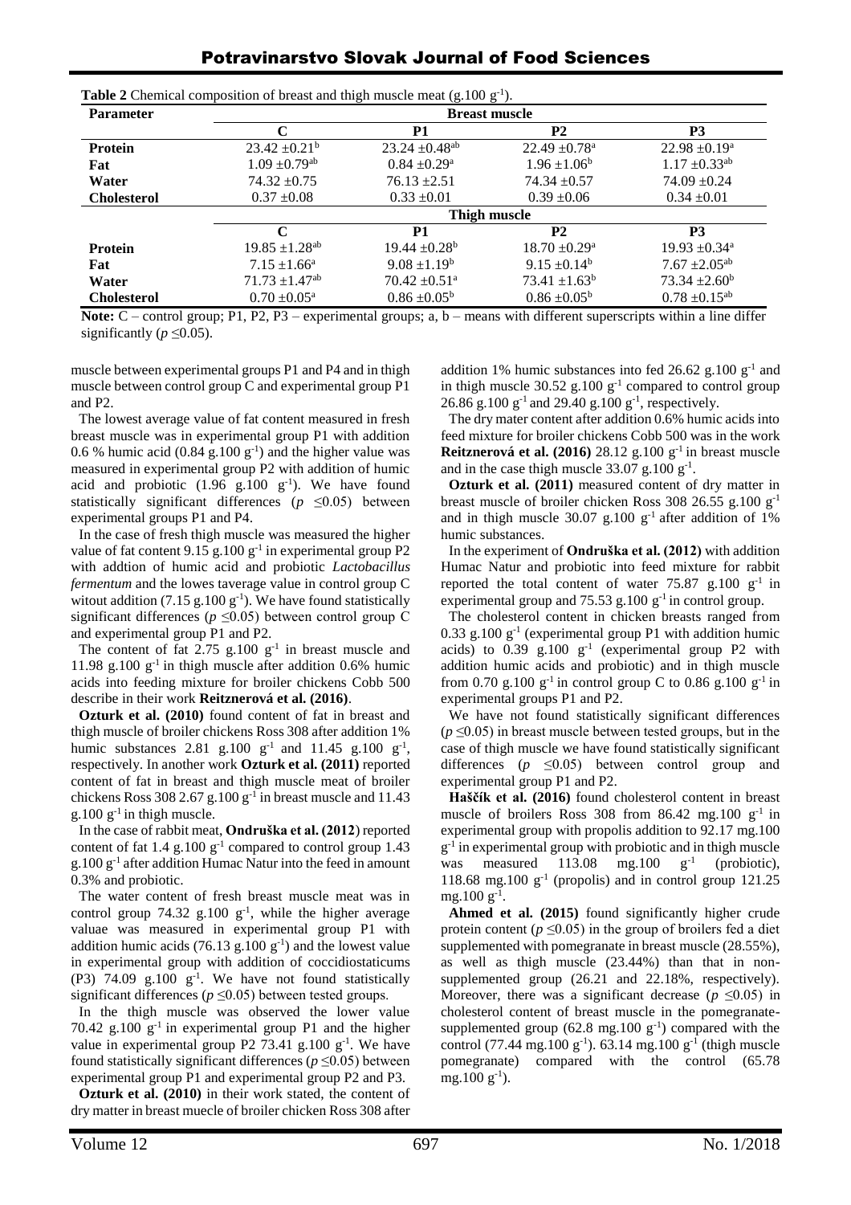**Table 2** Chemical composition of breast and thigh muscle meat (g.100 g$^{-1}$).

| Parameter | Breast muscle | | | |
|---|---|---|---|---|
| | C | P1 | P2 | P3 |
| **Protein** | 23.42 ±0.21$^{b}$ | 23.24 ±0.48$^{ab}$ | 22.49 ±0.78$^{a}$ | 22.98 ±0.19$^{a}$ |
| **Fat** | 1.09 ±0.79$^{ab}$ | 0.84 ±0.29$^{a}$ | 1.96 ±1.06$^{b}$ | 1.17 ±0.33$^{ab}$ |
| **Water** | 74.32 ±0.75 | 76.13 ±2.51 | 74.34 ±0.57 | 74.09 ±0.24 |
| **Cholesterol** | 0.37 ±0.08 | 0.33 ±0.01 | 0.39 ±0.06 | 0.34 ±0.01 |
| | **Thigh muscle** | | | |
| | C | P1 | P2 | P3 |
| **Protein** | 19.85 ±1.28$^{ab}$ | 19.44 ±0.28$^{b}$ | 18.70 ±0.29$^{a}$ | 19.93 ±0.34$^{a}$ |
| **Fat** | 7.15 ±1.66$^{a}$ | 9.08 ±1.19$^{b}$ | 9.15 ±0.14$^{b}$ | 7.67 ±2.05$^{ab}$ |
| **Water** | 71.73 ±1.47$^{ab}$ | 70.42 ±0.51$^{a}$ | 73.41 ±1.63$^{b}$ | 73.34 ±2.60$^{b}$ |
| **Cholesterol** | 0.70 ±0.05$^{a}$ | 0.86 ±0.05$^{b}$ | 0.86 ±0.05$^{b}$ | 0.78 ±0.15$^{ab}$ |

**Note:** C – control group; P1, P2, P3 – experimental groups; a, b – means with different superscripts within a line differ significantly ($p \leq 0.05$).

muscle between experimental groups P1 and P4 and in thigh muscle between control group C and experimental group P1 and P2.

The lowest average value of fat content measured in fresh breast muscle was in experimental group P1 with addition 0.6 % humic acid (0.84 g.100 g$^{-1}$) and the higher value was measured in experimental group P2 with addition of humic acid and probiotic (1.96 g.100 g$^{-1}$). We have found statistically significant differences ($p \leq 0.05$) between experimental groups P1 and P4.

In the case of fresh thigh muscle was measured the higher value of fat content 9.15 g.100 g$^{-1}$ in experimental group P2 with addition of humic acid and probiotic *Lactobacillus fermentum* and the lowes taverage value in control group C witout addition (7.15 g.100 g$^{-1}$). We have found statistically significant differences ($p \leq 0.05$) between control group C and experimental group P1 and P2.

The content of fat 2.75 g.100 g$^{-1}$ in breast muscle and 11.98 g.100 g$^{-1}$ in thigh muscle after addition 0.6% humic acids into feeding mixture for broiler chickens Cobb 500 describe in their work **Reitznerová et al. (2016)**.

**Ozturk et al. (2010)** found content of fat in breast and thigh muscle of broiler chickens Ross 308 after addition 1% humic substances 2.81 g.100 g$^{-1}$ and 11.45 g.100 g$^{-1}$, respectively. In another work **Ozturk et al. (2011)** reported content of fat in breast and thigh muscle meat of broiler chickens Ross 308 2.67 g.100 g$^{-1}$ in breast muscle and 11.43 g.100 g$^{-1}$ in thigh muscle.

In the case of rabbit meat, **Ondruška et al. (2012**) reported content of fat 1.4 g.100 g$^{-1}$ compared to control group 1.43 g.100 g$^{-1}$ after addition Humac Natur into the feed in amount 0.3% and probiotic.

The water content of fresh breast muscle meat was in control group 74.32 g.100 g$^{-1}$, while the higher average valuae was measured in experimental group P1 with addition humic acids (76.13 g.100 g$^{-1}$) and the lowest value in experimental group with addition of coccidiostaticums (P3) 74.09 g.100 g$^{-1}$. We have not found statistically significant differences ($p \leq 0.05$) between tested groups.

In the thigh muscle was observed the lower value 70.42 g.100 g$^{-1}$ in experimental group P1 and the higher value in experimental group P2 73.41 g.100 g$^{-1}$. We have found statistically significant differences ($p \leq 0.05$) between experimental group P1 and experimental group P2 and P3.

**Ozturk et al. (2010)** in their work stated, the content of dry matter in breast muecle of broiler chicken Ross 308 after addition 1% humic substances into fed 26.62 g.100 g$^{-1}$ and in thigh muscle 30.52 g.100 g$^{-1}$ compared to control group 26.86 g.100 g$^{-1}$ and 29.40 g.100 g$^{-1}$, respectively.

The dry mater content after addition 0.6% humic acids into feed mixture for broiler chickens Cobb 500 was in the work **Reitznerová et al. (2016)** 28.12 g.100 g$^{-1}$ in breast muscle and in the case thigh muscle 33.07 g.100 g$^{-1}$.

**Ozturk et al. (2011)** measured content of dry matter in breast muscle of broiler chicken Ross 308 26.55 g.100 g$^{-1}$ and in thigh muscle 30.07 g.100 g$^{-1}$ after addition of 1% humic substances.

In the experiment of **Ondruška et al. (2012)** with addition Humac Natur and probiotic into feed mixture for rabbit reported the total content of water 75.87 g.100 g$^{-1}$ in experimental group and 75.53 g.100 g$^{-1}$ in control group.

The cholesterol content in chicken breasts ranged from 0.33 g.100 g$^{-1}$ (experimental group P1 with addition humic acids) to 0.39 g.100 g$^{-1}$ (experimental group P2 with addition humic acids and probiotic) and in thigh muscle from 0.70 g.100 g$^{-1}$ in control group C to 0.86 g.100 g$^{-1}$ in experimental groups P1 and P2.

We have not found statistically significant differences ($p \leq 0.05$) in breast muscle between tested groups, but in the case of thigh muscle we have found statistically significant differences ($p \leq 0.05$) between control group and experimental group P1 and P2.

**Haščík et al. (2016)** found cholesterol content in breast muscle of broilers Ross 308 from 86.42 mg.100 g$^{-1}$ in experimental group with propolis addition to 92.17 mg.100 g$^{-1}$ in experimental group with probiotic and in thigh muscle was measured 113.08 mg.100 g$^{-1}$ (probiotic), 118.68 mg.100 g$^{-1}$ (propolis) and in control group 121.25 mg.100 g$^{-1}$.

**Ahmed et al. (2015)** found significantly higher crude protein content ($p \leq 0.05$) in the group of broilers fed a diet supplemented with pomegranate in breast muscle (28.55%), as well as thigh muscle (23.44%) than that in non-supplemented group (26.21 and 22.18%, respectively). Moreover, there was a significant decrease ($p \leq 0.05$) in cholesterol content of breast muscle in the pomegranate-supplemented group (62.8 mg.100 g$^{-1}$) compared with the control (77.44 mg.100 g$^{-1}$). 63.14 mg.100 g$^{-1}$ (thigh muscle pomegranate) compared with the control (65.78 mg.100 g$^{-1}$).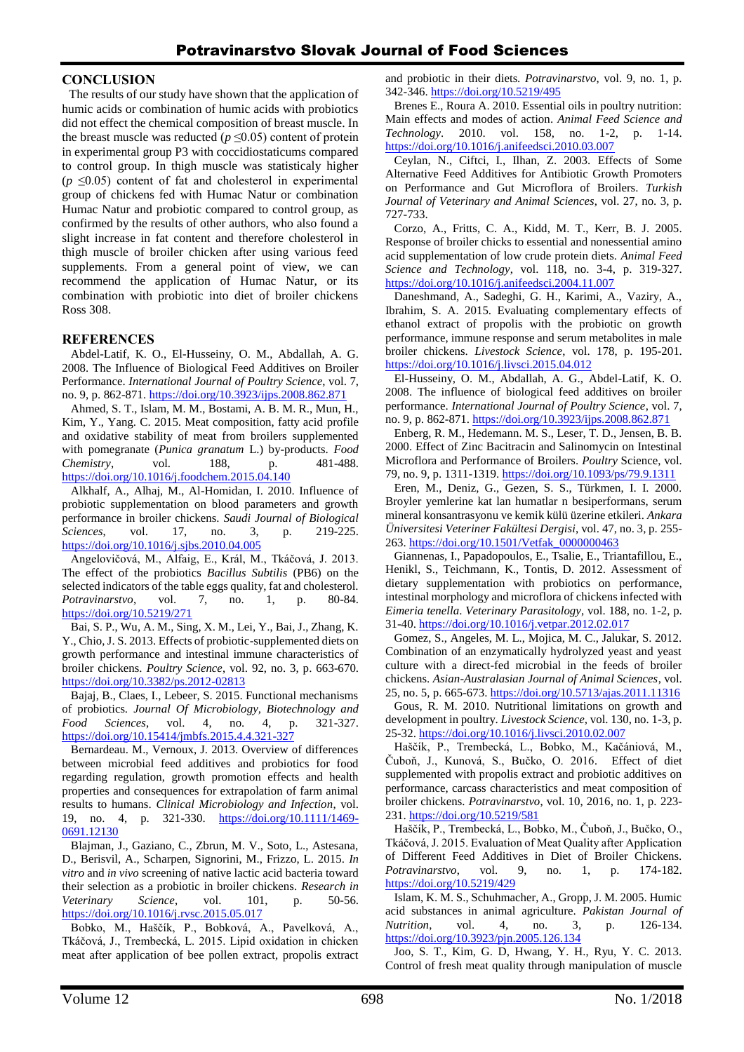## CONCLUSION

The results of our study have shown that the application of humic acids or combination of humic acids with probiotics did not effect the chemical composition of breast muscle. In the breast muscle was reducted ($p \leq 0.05$) content of protein in experimental group P3 with coccidiostaticums compared to control group. In thigh muscle was statisticaly higher ($p \leq 0.05$) content of fat and cholesterol in experimental group of chickens fed with Humac Natur or combination Humac Natur and probiotic compared to control group, as confirmed by the results of other authors, who also found a slight increase in fat content and therefore cholesterol in thigh muscle of broiler chicken after using various feed supplements. From a general point of view, we can recommend the application of Humac Natur, or its combination with probiotic into diet of broiler chickens Ross 308.

## REFERENCES

Abdel-Latif, K. O., El-Husseiny, O. M., Abdallah, A. G. 2008. The Influence of Biological Feed Additives on Broiler Performance. *International Journal of Poultry Science*, vol. 7, no. 9, p. 862-871. https://doi.org/10.3923/ijps.2008.862.871

Ahmed, S. T., Islam, M. M., Bostami, A. B. M. R., Mun, H., Kim, Y., Yang. C. 2015. Meat composition, fatty acid profile and oxidative stability of meat from broilers supplemented with pomegranate (*Punica granatum* L.) by-products. *Food Chemistry*, vol. 188, p. 481-488. https://doi.org/10.1016/j.foodchem.2015.04.140

Alkhalf, A., Alhaj, M., Al-Homidan, I. 2010. Influence of probiotic supplementation on blood parameters and growth performance in broiler chickens. *Saudi Journal of Biological Sciences*, vol. 17, no. 3, p. 219-225. https://doi.org/10.1016/j.sjbs.2010.04.005

Angelovičová, M., Alfaig, E., Král, M., Tkáčová, J. 2013. The effect of the probiotics *Bacillus Subtilis* (PB6) on the selected indicators of the table eggs quality, fat and cholesterol. *Potravinarstvo*, vol. 7, no. 1, p. 80-84. https://doi.org/10.5219/271

Bai, S. P., Wu, A. M., Sing, X. M., Lei, Y., Bai, J., Zhang, K. Y., Chio, J. S. 2013. Effects of probiotic-supplemented diets on growth performance and intestinal immune characteristics of broiler chickens. *Poultry Science*, vol. 92, no. 3, p. 663-670. https://doi.org/10.3382/ps.2012-02813

Bajaj, B., Claes, I., Lebeer, S. 2015. Functional mechanisms of probiotics. *Journal Of Microbiology, Biotechnology and Food Sciences*, vol. 4, no. 4, p. 321-327. https://doi.org/10.15414/jmbfs.2015.4.4.321-327

Bernardeau. M., Vernoux, J. 2013. Overview of differences between microbial feed additives and probiotics for food regarding regulation, growth promotion effects and health properties and consequences for extrapolation of farm animal results to humans. *Clinical Microbiology and Infection*, vol. 19, no. 4, p. 321-330. https://doi.org/10.1111/1469-0691.12130

Blajman, J., Gaziano, C., Zbrun, M. V., Soto, L., Astesana, D., Berisvil, A., Scharpen, Signorini, M., Frizzo, L. 2015. *In vitro* and *in vivo* screening of native lactic acid bacteria toward their selection as a probiotic in broiler chickens. *Research in Veterinary Science*, vol. 101, p. 50-56. https://doi.org/10.1016/j.rvsc.2015.05.017

Bobko, M., Haščík, P., Bobková, A., Pavelková, A., Tkáčová, J., Trembecká, L. 2015. Lipid oxidation in chicken meat after application of bee pollen extract, propolis extract and probiotic in their diets. *Potravinarstvo*, vol. 9, no. 1, p. 342-346. https://doi.org/10.5219/495

Brenes E., Roura A. 2010. Essential oils in poultry nutrition: Main effects and modes of action. *Animal Feed Science and Technology*. 2010. vol. 158, no. 1-2, p. 1-14. https://doi.org/10.1016/j.anifeedsci.2010.03.007

Ceylan, N., Ciftci, I., Ilhan, Z. 2003. Effects of Some Alternative Feed Additives for Antibiotic Growth Promoters on Performance and Gut Microflora of Broilers. *Turkish Journal of Veterinary and Animal Sciences*, vol. 27, no. 3, p. 727-733.

Corzo, A., Fritts, C. A., Kidd, M. T., Kerr, B. J. 2005. Response of broiler chicks to essential and nonessential amino acid supplementation of low crude protein diets. *Animal Feed Science and Technology*, vol. 118, no. 3-4, p. 319-327. https://doi.org/10.1016/j.anifeedsci.2004.11.007

Daneshmand, A., Sadeghi, G. H., Karimi, A., Vaziry, A., Ibrahim, S. A. 2015. Evaluating complementary effects of ethanol extract of propolis with the probiotic on growth performance, immune response and serum metabolites in male broiler chickens. *Livestock Science*, vol. 178, p. 195-201. https://doi.org/10.1016/j.livsci.2015.04.012

El-Husseiny, O. M., Abdallah, A. G., Abdel-Latif, K. O. 2008. The influence of biological feed additives on broiler performance. *International Journal of Poultry Science*, vol. 7, no. 9, p. 862-871. https://doi.org/10.3923/ijps.2008.862.871

Enberg, R. M., Hedemann. M. S., Leser, T. D., Jensen, B. B. 2000. Effect of Zinc Bacitracin and Salinomycin on Intestinal Microflora and Performance of Broilers. *Poultry* Science, vol. 79, no. 9, p. 1311-1319. https://doi.org/10.1093/ps/79.9.1311

Eren, M., Deniz, G., Gezen, S. S., Türkmen, I. I. 2000. Broyler yemlerine kat lan humatlar n besiperformans, serum mineral konsantrasyonu ve kemik külü üzerine etkileri. *Ankara Üniversitesi Veteriner Fakültesi Dergisi*, vol. 47, no. 3, p. 255-263. https://doi.org/10.1501/Vetfak_0000000463

Giannenas, I., Papadopoulos, E., Tsalie, E., Triantafillou, E., Henikl, S., Teichmann, K., Tontis, D. 2012. Assessment of dietary supplementation with probiotics on performance, intestinal morphology and microflora of chickens infected with *Eimeria tenella*. *Veterinary Parasitology*, vol. 188, no. 1-2, p. 31-40. https://doi.org/10.1016/j.vetpar.2012.02.017

Gomez, S., Angeles, M. L., Mojica, M. C., Jalukar, S. 2012. Combination of an enzymatically hydrolyzed yeast and yeast culture with a direct-fed microbial in the feeds of broiler chickens. *Asian-Australasian Journal of Animal Sciences*, vol. 25, no. 5, p. 665-673. https://doi.org/10.5713/ajas.2011.11316

Gous, R. M. 2010. Nutritional limitations on growth and development in poultry. *Livestock Science*, vol. 130, no. 1-3, p. 25-32. https://doi.org/10.1016/j.livsci.2010.02.007

Haščík, P., Trembecká, L., Bobko, M., Kačániová, M., Čuboň, J., Kunová, S., Bučko, O. 2016. Effect of diet supplemented with propolis extract and probiotic additives on performance, carcass characteristics and meat composition of broiler chickens. *Potravinarstvo*, vol. 10, 2016, no. 1, p. 223-231. https://doi.org/10.5219/581

Haščík, P., Trembecká, L., Bobko, M., Čuboň, J., Bučko, O., Tkáčová, J. 2015. Evaluation of Meat Quality after Application of Different Feed Additives in Diet of Broiler Chickens. *Potravinarstvo*, vol. 9, no. 1, p. 174-182. https://doi.org/10.5219/429

Islam, K. M. S., Schuhmacher, A., Gropp, J. M. 2005. Humic acid substances in animal agriculture. *Pakistan Journal of Nutrition*, vol. 4, no. 3, p. 126-134. https://doi.org/10.3923/pjn.2005.126.134

Joo, S. T., Kim, G. D, Hwang, Y. H., Ryu, Y. C. 2013. Control of fresh meat quality through manipulation of muscle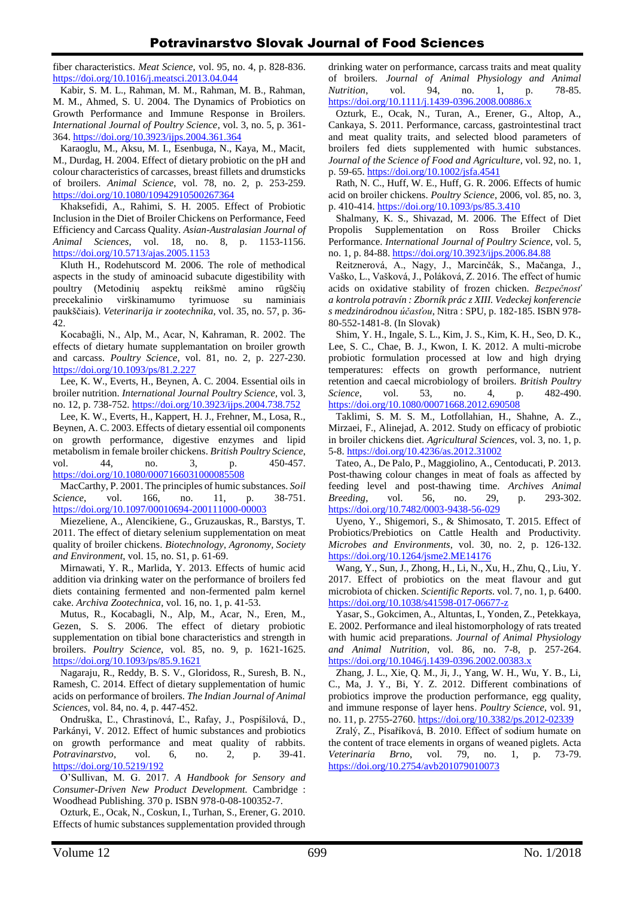fiber characteristics. *Meat Science*, vol. 95, no. 4, p. 828-836. https://doi.org/10.1016/j.meatsci.2013.04.044

Kabir, S. M. L., Rahman, M. M., Rahman, M. B., Rahman, M. M., Ahmed, S. U. 2004. The Dynamics of Probiotics on Growth Performance and Immune Response in Broilers. *International Journal of Poultry Science*, vol. 3, no. 5, p. 361-364. https://doi.org/10.3923/ijps.2004.361.364

Karaoglu, M., Aksu, M. I., Esenbuga, N., Kaya, M., Macit, M., Durdag, H. 2004. Effect of dietary probiotic on the pH and colour characteristics of carcasses, breast fillets and drumsticks of broilers. *Animal Science*, vol. 78, no. 2, p. 253-259. https://doi.org/10.1080/10942910500267364

Khaksefidi, A., Rahimi, S. H. 2005. Effect of Probiotic Inclusion in the Diet of Broiler Chickens on Performance, Feed Efficiency and Carcass Quality. *Asian-Australasian Journal of Animal Sciences*, vol. 18, no. 8, p. 1153-1156. https://doi.org/10.5713/ajas.2005.1153

Kluth H., Rodehutscord M. 2006. The role of methodical aspects in the study of aminoacid subacute digestibility with poultry (Metodinių aspektų reikšmė amino rūgščių precekalinio virškinamumo tyrimuose su naminiais paukščiais). *Veterinarija ir zootechnika*, vol. 35, no. 57, p. 36-42.

Kocabağli, N., Alp, M., Acar, N, Kahraman, R. 2002. The effects of dietary humate supplementation on broiler growth and carcass. *Poultry Science*, vol. 81, no. 2, p. 227-230. https://doi.org/10.1093/ps/81.2.227

Lee, K. W., Everts, H., Beynen, A. C. 2004. Essential oils in broiler nutrition. *International Journal Poultry Science*, vol. 3, no. 12, p. 738-752. https://doi.org/10.3923/ijps.2004.738.752

Lee, K. W., Everts, H., Kappert, H. J., Frehner, M., Losa, R., Beynen, A. C. 2003. Effects of dietary essential oil components on growth performance, digestive enzymes and lipid metabolism in female broiler chickens. *British Poultry Science*, vol. 44, no. 3, p. 450-457. https://doi.org/10.1080/0007166031000085508

MacCarthy, P. 2001. The principles of humic substances. *Soil Science*, vol. 166, no. 11, p. 38-751. https://doi.org/10.1097/00010694-200111000-00003

Miezeliene, A., Alencikiene, G., Gruzauskas, R., Barstys, T. 2011. The effect of dietary selenium supplementation on meat quality of broiler chickens. *Biotechnology, Agronomy, Society and Environment*, vol. 15, no. S1, p. 61-69.

Mirnawati, Y. R., Marlida, Y. 2013. Effects of humic acid addition via drinking water on the performance of broilers fed diets containing fermented and non-fermented palm kernel cake. *Archiva Zootechnica*, vol. 16, no. 1, p. 41-53.

Mutus, R., Kocabagli, N., Alp, M., Acar, N., Eren, M., Gezen, S. S. 2006. The effect of dietary probiotic supplementation on tibial bone characteristics and strength in broilers. *Poultry Science*, vol. 85, no. 9, p. 1621-1625. https://doi.org/10.1093/ps/85.9.1621

Nagaraju, R., Reddy, B. S. V., Gloridoss, R., Suresh, B. N., Ramesh, C. 2014. Effect of dietary supplementation of humic acids on performance of broilers. *The Indian Journal of Animal Sciences*, vol. 84, no. 4, p. 447-452.

Ondruška, Ľ., Chrastinová, Ľ., Rafay, J., Pospíšilová, D., Parkányi, V. 2012. Effect of humic substances and probiotics on growth performance and meat quality of rabbits. *Potravinarstvo*, vol. 6, no. 2, p. 39-41. https://doi.org/10.5219/192

O'Sullivan, M. G. 2017. *A Handbook for Sensory and Consumer-Driven New Product Development.* Cambridge : Woodhead Publishing. 370 p. ISBN 978-0-08-100352-7.

Ozturk, E., Ocak, N., Coskun, I., Turhan, S., Erener, G. 2010. Effects of humic substances supplementation provided through drinking water on performance, carcass traits and meat quality of broilers. *Journal of Animal Physiology and Animal Nutrition*, vol. 94, no. 1, p. 78-85. https://doi.org/10.1111/j.1439-0396.2008.00886.x

Ozturk, E., Ocak, N., Turan, A., Erener, G., Altop, A., Cankaya, S. 2011. Performance, carcass, gastrointestinal tract and meat quality traits, and selected blood parameters of broilers fed diets supplemented with humic substances. *Journal of the Science of Food and Agriculture*, vol. 92, no. 1, p. 59-65. https://doi.org/10.1002/jsfa.4541

Rath, N. C., Huff, W. E., Huff, G. R. 2006. Effects of humic acid on broiler chickens. *Poultry Science*, 2006, vol. 85, no. 3, p. 410-414. https://doi.org/10.1093/ps/85.3.410

Shalmany, K. S., Shivazad, M. 2006. The Effect of Diet Propolis Supplementation on Ross Broiler Chicks Performance. *International Journal of Poultry Science*, vol. 5, no. 1, p. 84-88. https://doi.org/10.3923/ijps.2006.84.88

Reitznerová, A., Nagy, J., Marcinčák, S., Mačanga, J., Vaško, L., Vašková, J., Poláková, Z. 2016. The effect of humic acids on oxidative stability of frozen chicken. *Bezpečnosť a kontrola potravín : Zborník prác z XIII. Vedeckej konferencie s medzinárodnou účasťou*, Nitra : SPU, p. 182-185. ISBN 978-80-552-1481-8. (In Slovak)

Shim, Y. H., Ingale, S. L., Kim, J. S., Kim, K. H., Seo, D. K., Lee, S. C., Chae, B. J., Kwon, I. K. 2012. A multi-microbe probiotic formulation processed at low and high drying temperatures: effects on growth performance, nutrient retention and caecal microbiology of broilers. *British Poultry Science*, vol. 53, no. 4, p. 482-490. https://doi.org/10.1080/00071668.2012.690508

Taklimi, S. M. S. M., Lotfollahian, H., Shahne, A. Z., Mirzaei, F., Alinejad, A. 2012. Study on efficacy of probiotic in broiler chickens diet. *Agricultural Sciences*, vol. 3, no. 1, p. 5-8. https://doi.org/10.4236/as.2012.31002

Tateo, A., De Palo, P., Maggiolino, A., Centoducati, P. 2013. Post-thawing colour changes in meat of foals as affected by feeding level and post-thawing time. *Archives Animal Breeding*, vol. 56, no. 29, p. 293-302. https://doi.org/10.7482/0003-9438-56-029

Uyeno, Y., Shigemori, S., & Shimosato, T. 2015. Effect of Probiotics/Prebiotics on Cattle Health and Productivity. *Microbes and Environments*, vol. 30, no. 2, p. 126-132. https://doi.org/10.1264/jsme2.ME14176

Wang, Y., Sun, J., Zhong, H., Li, N., Xu, H., Zhu, Q., Liu, Y. 2017. Effect of probiotics on the meat flavour and gut microbiota of chicken. *Scientific Reports.* vol. 7, no. 1, p. 6400. https://doi.org/10.1038/s41598-017-06677-z

Yasar, S., Gokcimen, A., Altuntas, I., Yonden, Z., Petekkaya, E. 2002. Performance and ileal histomorphology of rats treated with humic acid preparations. *Journal of Animal Physiology and Animal Nutrition*, vol. 86, no. 7-8, p. 257-264. https://doi.org/10.1046/j.1439-0396.2002.00383.x

Zhang, J. L., Xie, Q. M., Ji, J., Yang, W. H., Wu, Y. B., Li, C., Ma, J. Y., Bi, Y. Z. 2012. Different combinations of probiotics improve the production performance, egg quality, and immune response of layer hens. *Poultry Science*, vol. 91, no. 11, p. 2755-2760. https://doi.org/10.3382/ps.2012-02339

Zralý, Z., Písaříková, B. 2010. Effect of sodium humate on the content of trace elements in organs of weaned piglets. Acta *Veterinaria Brno*, vol. 79, no. 1, p. 73-79. https://doi.org/10.2754/avb201079010073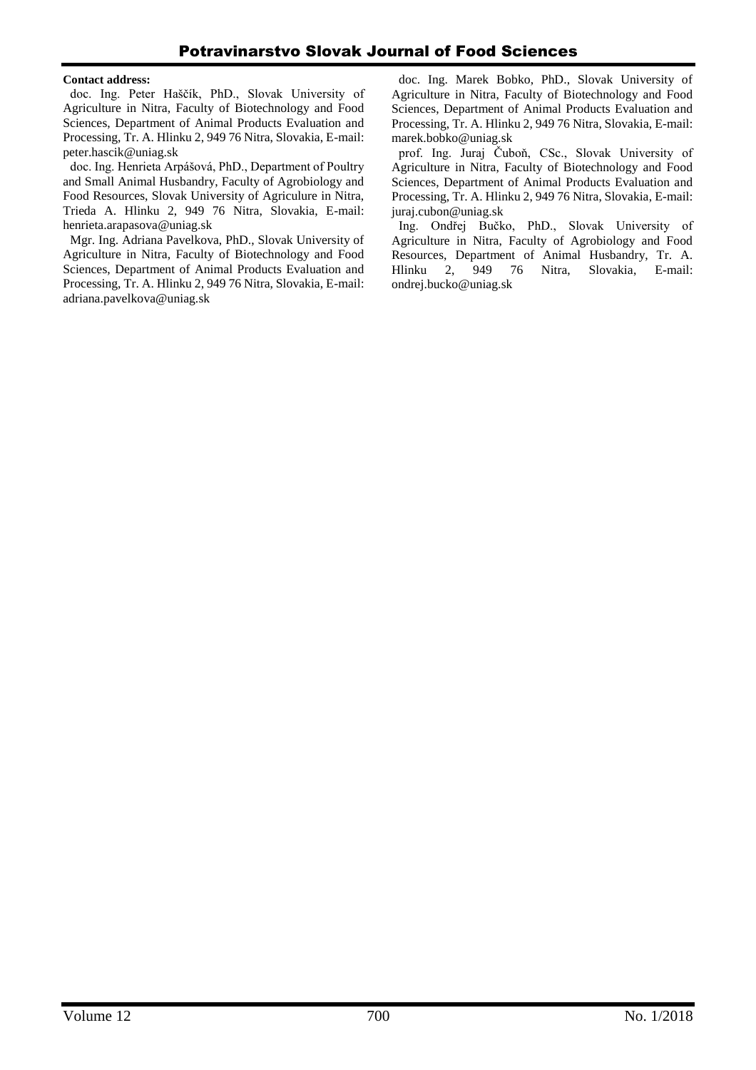**Contact address:**

doc. Ing. Peter Haščík, PhD., Slovak University of Agriculture in Nitra, Faculty of Biotechnology and Food Sciences, Department of Animal Products Evaluation and Processing, Tr. A. Hlinku 2, 949 76 Nitra, Slovakia, E-mail: peter.hascik@uniag.sk

doc. Ing. Henrieta Arpášová, PhD., Department of Poultry and Small Animal Husbandry, Faculty of Agrobiology and Food Resources, Slovak University of Agriculure in Nitra, Trieda A. Hlinku 2, 949 76 Nitra, Slovakia, E-mail: henrieta.arapasova@uniag.sk

Mgr. Ing. Adriana Pavelkova, PhD., Slovak University of Agriculture in Nitra, Faculty of Biotechnology and Food Sciences, Department of Animal Products Evaluation and Processing, Tr. A. Hlinku 2, 949 76 Nitra, Slovakia, E-mail: adriana.pavelkova@uniag.sk

doc. Ing. Marek Bobko, PhD., Slovak University of Agriculture in Nitra, Faculty of Biotechnology and Food Sciences, Department of Animal Products Evaluation and Processing, Tr. A. Hlinku 2, 949 76 Nitra, Slovakia, E-mail: marek.bobko@uniag.sk

prof. Ing. Juraj Čuboň, CSc., Slovak University of Agriculture in Nitra, Faculty of Biotechnology and Food Sciences, Department of Animal Products Evaluation and Processing, Tr. A. Hlinku 2, 949 76 Nitra, Slovakia, E-mail: juraj.cubon@uniag.sk

Ing. Ondřej Bučko, PhD., Slovak University of Agriculture in Nitra, Faculty of Agrobiology and Food Resources, Department of Animal Husbandry, Tr. A. Hlinku 2, 949 76 Nitra, Slovakia, E-mail: ondrej.bucko@uniag.sk